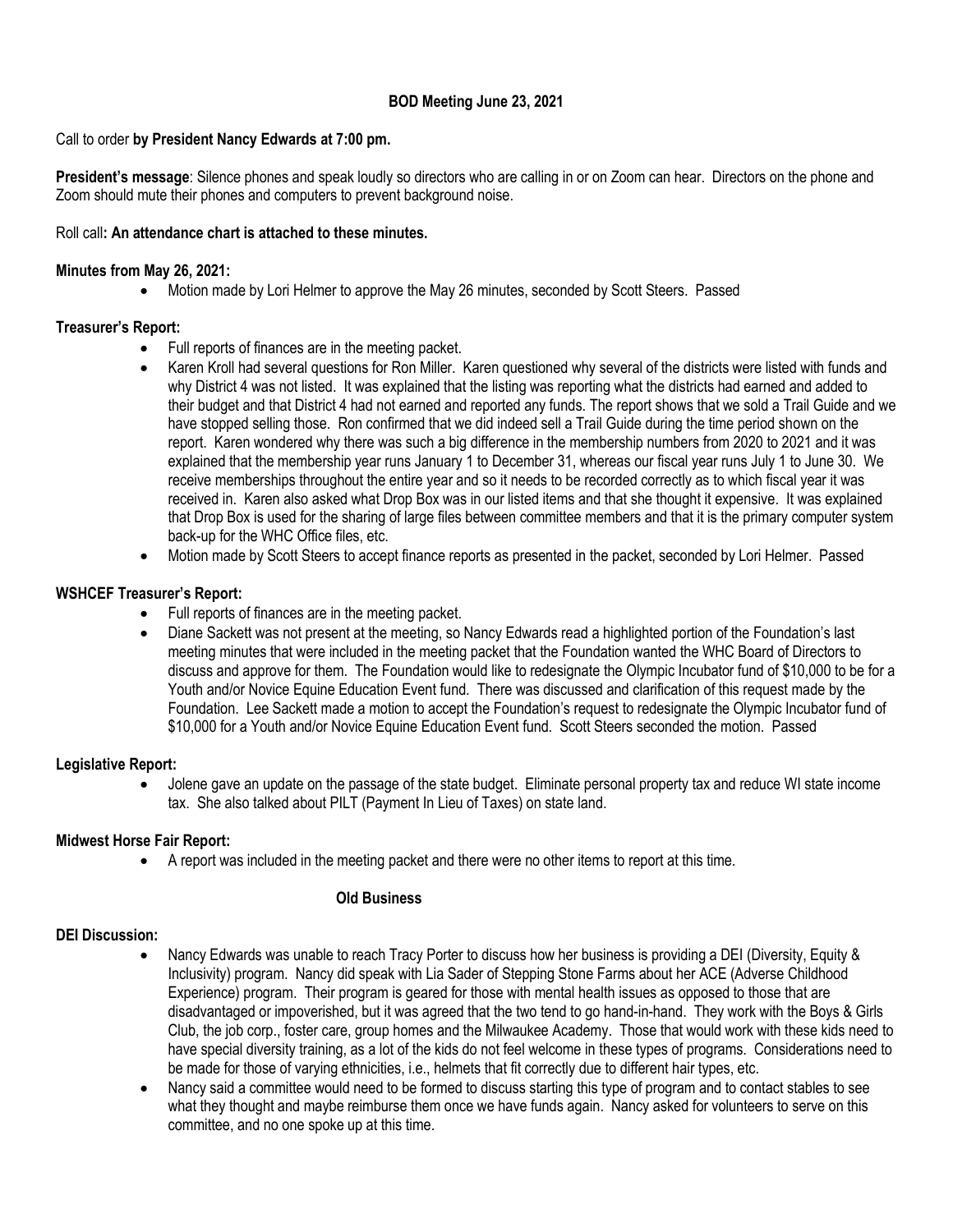**BOD Meeting June 23, 2021**

Call to order **by President Nancy Edwards at 7:00 pm.**

**President's message**: Silence phones and speak loudly so directors who are calling in or on Zoom can hear. Directors on the phone and Zoom should mute their phones and computers to prevent background noise.

Roll call**: An attendance chart is attached to these minutes.**

**Minutes from May 26, 2021:**

- Motion made by Lori Helmer to approve the May 26 minutes, seconded by Scott Steers. Passed

**Treasurer's Report:**

- Full reports of finances are in the meeting packet.
- Karen Kroll had several questions for Ron Miller. Karen questioned why several of the districts were listed with funds and why District 4 was not listed. It was explained that the listing was reporting what the districts had earned and added to their budget and that District 4 had not earned and reported any funds. The report shows that we sold a Trail Guide and we have stopped selling those. Ron confirmed that we did indeed sell a Trail Guide during the time period shown on the report. Karen wondered why there was such a big difference in the membership numbers from 2020 to 2021 and it was explained that the membership year runs January 1 to December 31, whereas our fiscal year runs July 1 to June 30. We receive memberships throughout the entire year and so it needs to be recorded correctly as to which fiscal year it was received in. Karen also asked what Drop Box was in our listed items and that she thought it expensive. It was explained that Drop Box is used for the sharing of large files between committee members and that it is the primary computer system back-up for the WHC Office files, etc.
- Motion made by Scott Steers to accept finance reports as presented in the packet, seconded by Lori Helmer. Passed

**WSHCEF Treasurer's Report:**

- Full reports of finances are in the meeting packet.
- Diane Sackett was not present at the meeting, so Nancy Edwards read a highlighted portion of the Foundation's last meeting minutes that were included in the meeting packet that the Foundation wanted the WHC Board of Directors to discuss and approve for them. The Foundation would like to redesignate the Olympic Incubator fund of $10,000 to be for a Youth and/or Novice Equine Education Event fund. There was discussed and clarification of this request made by the Foundation. Lee Sackett made a motion to accept the Foundation's request to redesignate the Olympic Incubator fund of $10,000 for a Youth and/or Novice Equine Education Event fund. Scott Steers seconded the motion. Passed

**Legislative Report:**

- Jolene gave an update on the passage of the state budget. Eliminate personal property tax and reduce WI state income tax. She also talked about PILT (Payment In Lieu of Taxes) on state land.

**Midwest Horse Fair Report:**

- A report was included in the meeting packet and there were no other items to report at this time.

**Old Business**

**DEI Discussion:**

- Nancy Edwards was unable to reach Tracy Porter to discuss how her business is providing a DEI (Diversity, Equity & Inclusivity) program. Nancy did speak with Lia Sader of Stepping Stone Farms about her ACE (Adverse Childhood Experience) program. Their program is geared for those with mental health issues as opposed to those that are disadvantaged or impoverished, but it was agreed that the two tend to go hand-in-hand. They work with the Boys & Girls Club, the job corp., foster care, group homes and the Milwaukee Academy. Those that would work with these kids need to have special diversity training, as a lot of the kids do not feel welcome in these types of programs. Considerations need to be made for those of varying ethnicities, i.e., helmets that fit correctly due to different hair types, etc.
- Nancy said a committee would need to be formed to discuss starting this type of program and to contact stables to see what they thought and maybe reimburse them once we have funds again. Nancy asked for volunteers to serve on this committee, and no one spoke up at this time.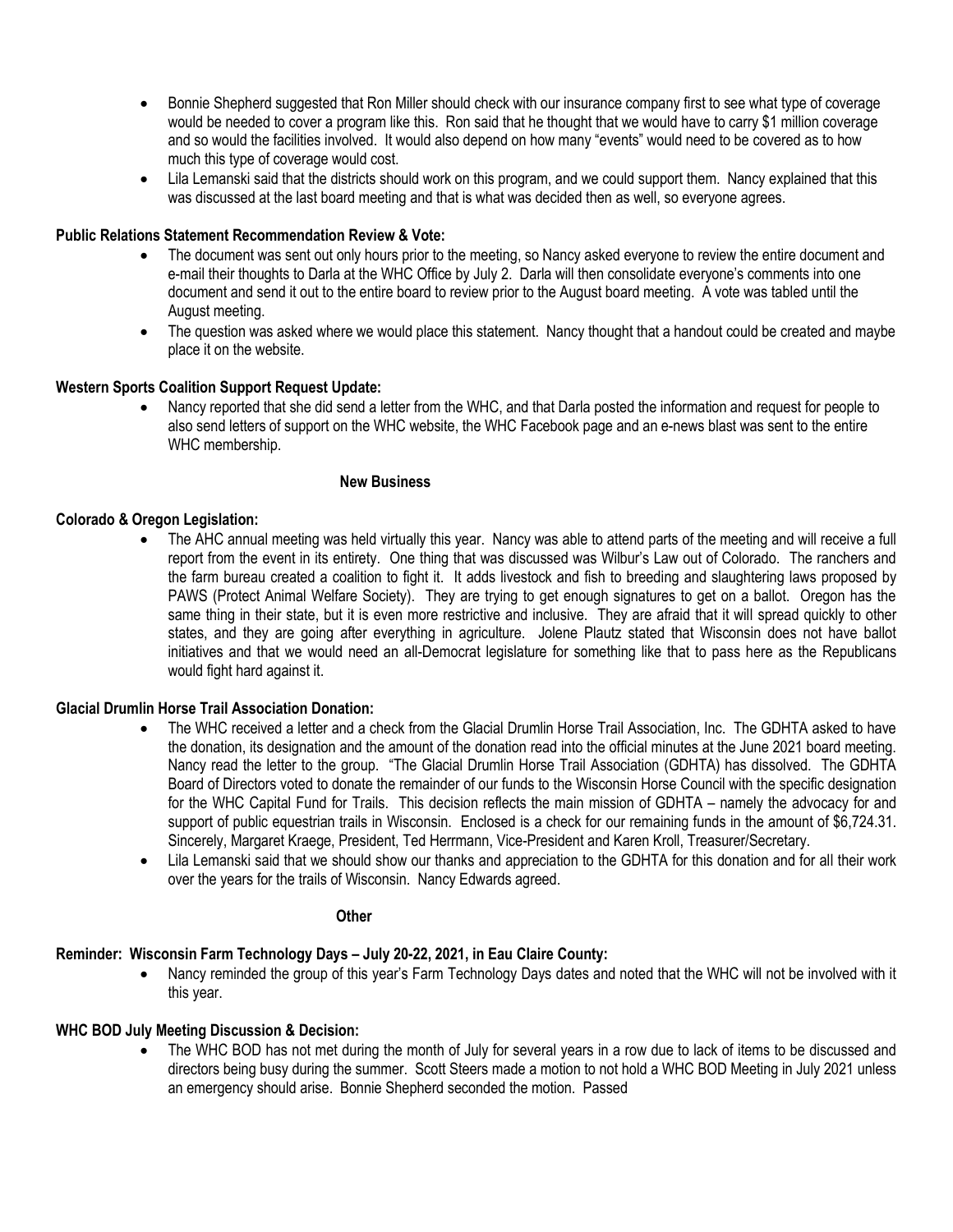- Bonnie Shepherd suggested that Ron Miller should check with our insurance company first to see what type of coverage would be needed to cover a program like this. Ron said that he thought that we would have to carry $1 million coverage and so would the facilities involved. It would also depend on how many "events" would need to be covered as to how much this type of coverage would cost.
- Lila Lemanski said that the districts should work on this program, and we could support them. Nancy explained that this was discussed at the last board meeting and that is what was decided then as well, so everyone agrees.

**Public Relations Statement Recommendation Review & Vote:**

- The document was sent out only hours prior to the meeting, so Nancy asked everyone to review the entire document and e-mail their thoughts to Darla at the WHC Office by July 2. Darla will then consolidate everyone's comments into one document and send it out to the entire board to review prior to the August board meeting. A vote was tabled until the August meeting.
- The question was asked where we would place this statement. Nancy thought that a handout could be created and maybe place it on the website.

**Western Sports Coalition Support Request Update:**

- Nancy reported that she did send a letter from the WHC, and that Darla posted the information and request for people to also send letters of support on the WHC website, the WHC Facebook page and an e-news blast was sent to the entire WHC membership.

**New Business**

**Colorado & Oregon Legislation:**

- The AHC annual meeting was held virtually this year. Nancy was able to attend parts of the meeting and will receive a full report from the event in its entirety. One thing that was discussed was Wilbur's Law out of Colorado. The ranchers and the farm bureau created a coalition to fight it. It adds livestock and fish to breeding and slaughtering laws proposed by PAWS (Protect Animal Welfare Society). They are trying to get enough signatures to get on a ballot. Oregon has the same thing in their state, but it is even more restrictive and inclusive. They are afraid that it will spread quickly to other states, and they are going after everything in agriculture. Jolene Plautz stated that Wisconsin does not have ballot initiatives and that we would need an all-Democrat legislature for something like that to pass here as the Republicans would fight hard against it.

**Glacial Drumlin Horse Trail Association Donation:**

- The WHC received a letter and a check from the Glacial Drumlin Horse Trail Association, Inc. The GDHTA asked to have the donation, its designation and the amount of the donation read into the official minutes at the June 2021 board meeting. Nancy read the letter to the group. "The Glacial Drumlin Horse Trail Association (GDHTA) has dissolved. The GDHTA Board of Directors voted to donate the remainder of our funds to the Wisconsin Horse Council with the specific designation for the WHC Capital Fund for Trails. This decision reflects the main mission of GDHTA – namely the advocacy for and support of public equestrian trails in Wisconsin. Enclosed is a check for our remaining funds in the amount of $6,724.31. Sincerely, Margaret Kraege, President, Ted Herrmann, Vice-President and Karen Kroll, Treasurer/Secretary.
- Lila Lemanski said that we should show our thanks and appreciation to the GDHTA for this donation and for all their work over the years for the trails of Wisconsin. Nancy Edwards agreed.

**Other**

**Reminder: Wisconsin Farm Technology Days – July 20-22, 2021, in Eau Claire County:**

- Nancy reminded the group of this year's Farm Technology Days dates and noted that the WHC will not be involved with it this year.

**WHC BOD July Meeting Discussion & Decision:**

- The WHC BOD has not met during the month of July for several years in a row due to lack of items to be discussed and directors being busy during the summer. Scott Steers made a motion to not hold a WHC BOD Meeting in July 2021 unless an emergency should arise. Bonnie Shepherd seconded the motion. Passed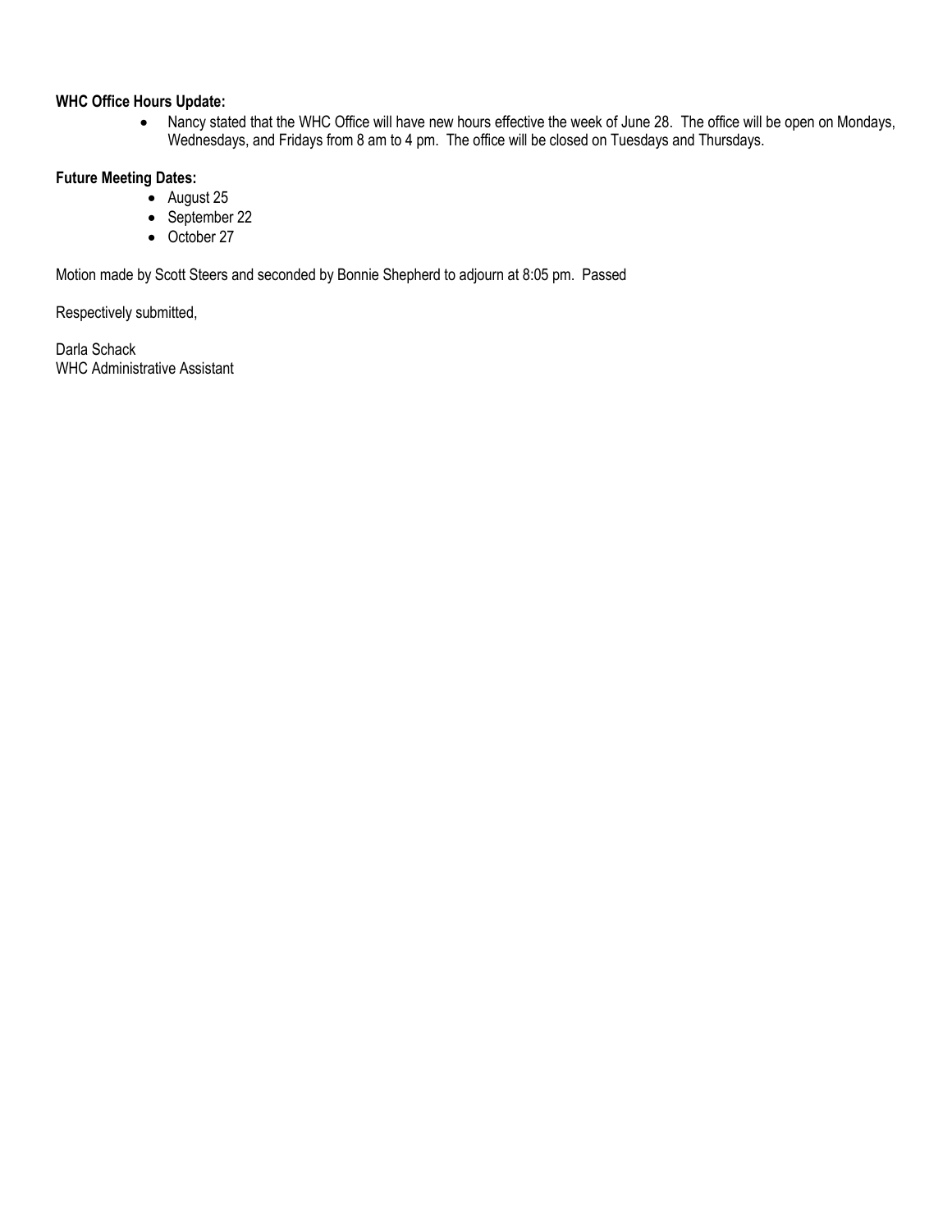**WHC Office Hours Update:**

- Nancy stated that the WHC Office will have new hours effective the week of June 28. The office will be open on Mondays, Wednesdays, and Fridays from 8 am to 4 pm. The office will be closed on Tuesdays and Thursdays.

**Future Meeting Dates:**

- August 25
- September 22
- October 27

Motion made by Scott Steers and seconded by Bonnie Shepherd to adjourn at 8:05 pm. Passed

Respectively submitted,

Darla Schack
WHC Administrative Assistant